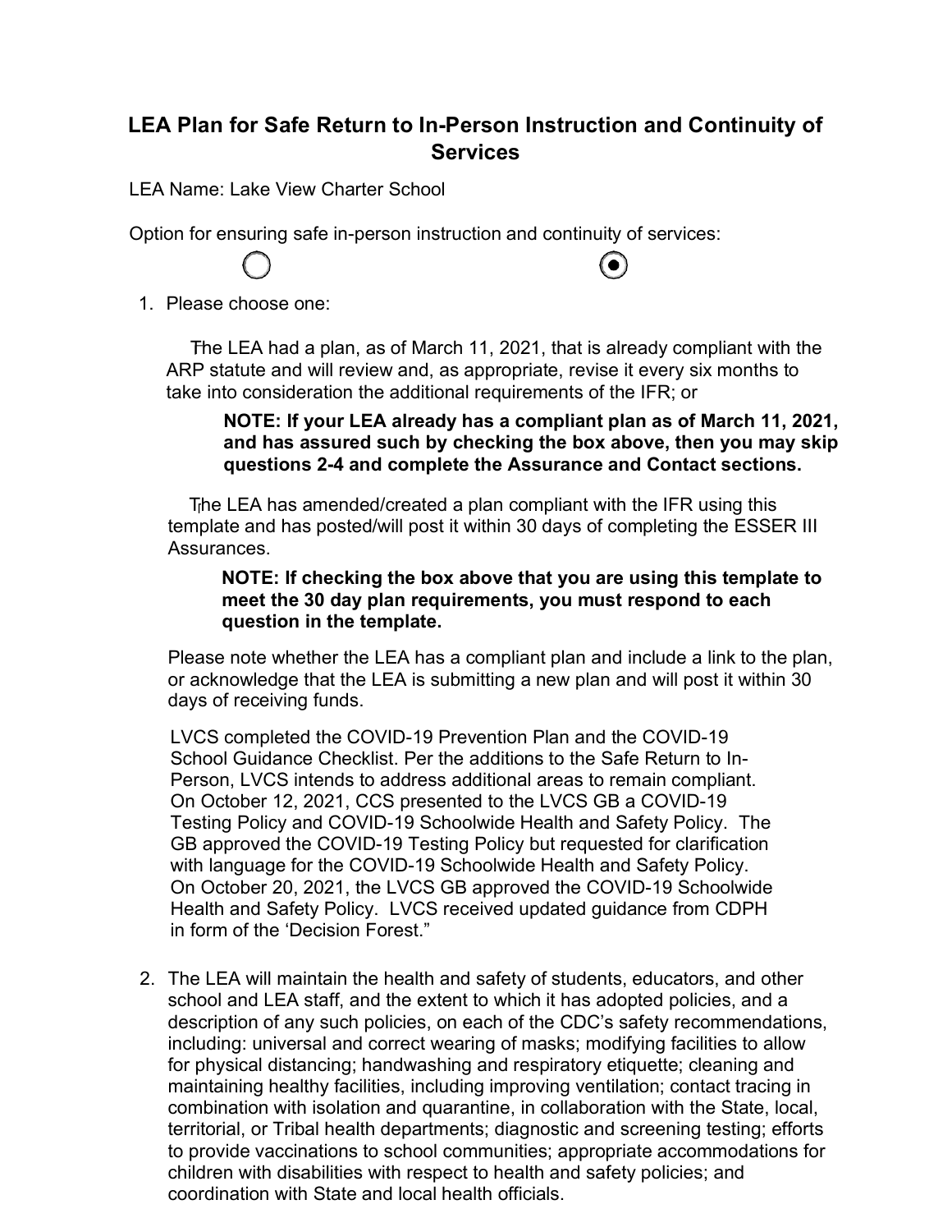## LEA Plan for Safe Return to In-Person Instruction and Continuity of Services

LEA Name: Lake View Charter School

Option for ensuring safe in-person instruction and continuity of services:

1. Please choose one:

   ○ The LEA had a plan, as of March 11, 2021, that is already compliant with the ARP statute and will review and, as appropriate, revise it every six months to take into consideration the additional requirements of the IFR; or

   **NOTE: If your LEA already has a compliant plan as of March 11, 2021, and has assured such by checking the box above, then you may skip questions 2-4 and complete the Assurance and Contact sections.**

   ◉ The LEA has amended/created a plan compliant with the IFR using this template and has posted/will post it within 30 days of completing the ESSER III Assurances.

   **NOTE: If checking the box above that you are using this template to meet the 30 day plan requirements, you must respond to each question in the template.**

   Please note whether the LEA has a compliant plan and include a link to the plan, or acknowledge that the LEA is submitting a new plan and will post it within 30 days of receiving funds.

   LVCS completed the COVID-19 Prevention Plan and the COVID-19 School Guidance Checklist. Per the additions to the Safe Return to In-Person, LVCS intends to address additional areas to remain compliant. On October 12, 2021, CCS presented to the LVCS GB a COVID-19 Testing Policy and COVID-19 Schoolwide Health and Safety Policy. The GB approved the COVID-19 Testing Policy but requested for clarification with language for the COVID-19 Schoolwide Health and Safety Policy. On October 20, 2021, the LVCS GB approved the COVID-19 Schoolwide Health and Safety Policy. LVCS received updated guidance from CDPH in form of the 'Decision Forest."

2. The LEA will maintain the health and safety of students, educators, and other school and LEA staff, and the extent to which it has adopted policies, and a description of any such policies, on each of the CDC's safety recommendations, including: universal and correct wearing of masks; modifying facilities to allow for physical distancing; handwashing and respiratory etiquette; cleaning and maintaining healthy facilities, including improving ventilation; contact tracing in combination with isolation and quarantine, in collaboration with the State, local, territorial, or Tribal health departments; diagnostic and screening testing; efforts to provide vaccinations to school communities; appropriate accommodations for children with disabilities with respect to health and safety policies; and coordination with State and local health officials.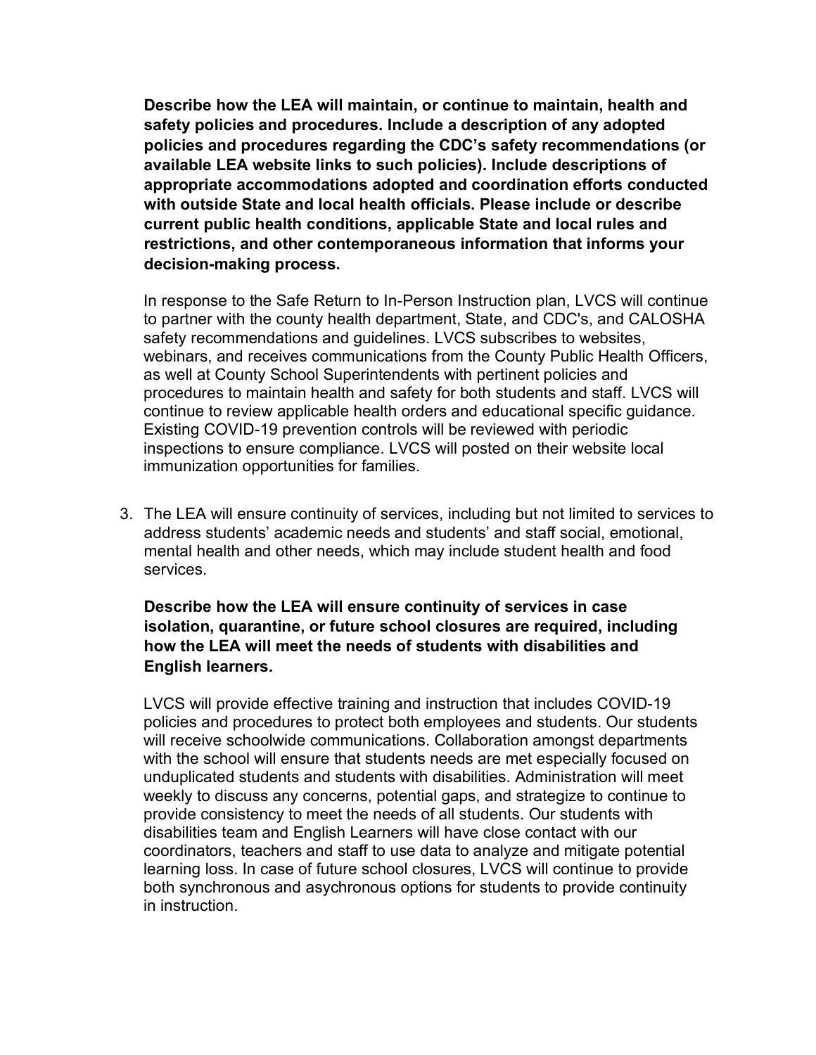**Describe how the LEA will maintain, or continue to maintain, health and safety policies and procedures. Include a description of any adopted policies and procedures regarding the CDC's safety recommendations (or available LEA website links to such policies). Include descriptions of appropriate accommodations adopted and coordination efforts conducted with outside State and local health officials. Please include or describe current public health conditions, applicable State and local rules and restrictions, and other contemporaneous information that informs your decision-making process.**

In response to the Safe Return to In-Person Instruction plan, LVCS will continue to partner with the county health department, State, and CDC's, and CALOSHA safety recommendations and guidelines. LVCS subscribes to websites, webinars, and receives communications from the County Public Health Officers, as well at County School Superintendents with pertinent policies and procedures to maintain health and safety for both students and staff. LVCS will continue to review applicable health orders and educational specific guidance. Existing COVID-19 prevention controls will be reviewed with periodic inspections to ensure compliance. LVCS will posted on their website local immunization opportunities for families.

3. The LEA will ensure continuity of services, including but not limited to services to address students' academic needs and students' and staff social, emotional, mental health and other needs, which may include student health and food services.

**Describe how the LEA will ensure continuity of services in case isolation, quarantine, or future school closures are required, including how the LEA will meet the needs of students with disabilities and English learners.**

LVCS will provide effective training and instruction that includes COVID-19 policies and procedures to protect both employees and students. Our students will receive schoolwide communications. Collaboration amongst departments with the school will ensure that students needs are met especially focused on unduplicated students and students with disabilities. Administration will meet weekly to discuss any concerns, potential gaps, and strategize to continue to provide consistency to meet the needs of all students. Our students with disabilities team and English Learners will have close contact with our coordinators, teachers and staff to use data to analyze and mitigate potential learning loss. In case of future school closures, LVCS will continue to provide both synchronous and asychronous options for students to provide continuity in instruction.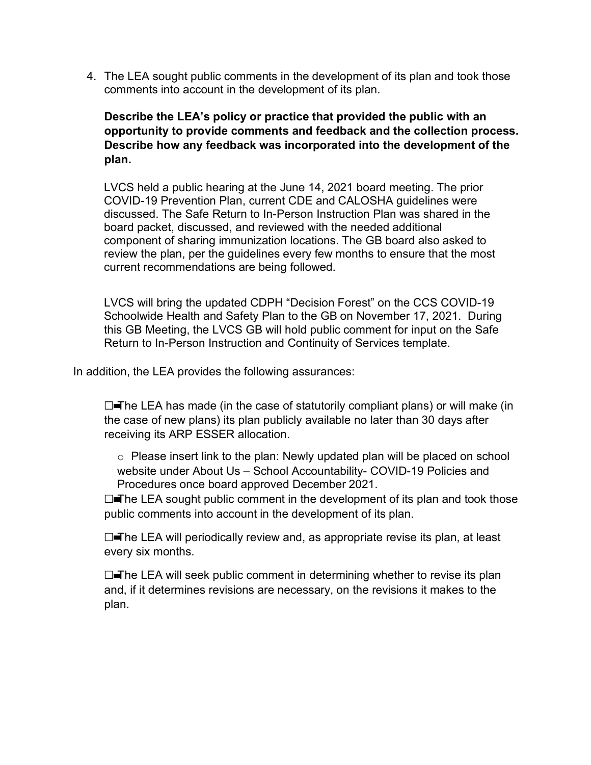4. The LEA sought public comments in the development of its plan and took those comments into account in the development of its plan.

   **Describe the LEA's policy or practice that provided the public with an opportunity to provide comments and feedback and the collection process. Describe how any feedback was incorporated into the development of the plan.**

   LVCS held a public hearing at the June 14, 2021 board meeting. The prior COVID-19 Prevention Plan, current CDE and CALOSHA guidelines were discussed. The Safe Return to In-Person Instruction Plan was shared in the board packet, discussed, and reviewed with the needed additional component of sharing immunization locations. The GB board also asked to review the plan, per the guidelines every few months to ensure that the most current recommendations are being followed.

   LVCS will bring the updated CDPH "Decision Forest" on the CCS COVID-19 Schoolwide Health and Safety Plan to the GB on November 17, 2021. During this GB Meeting, the LVCS GB will hold public comment for input on the Safe Return to In-Person Instruction and Continuity of Services template.

In addition, the LEA provides the following assurances:

- ☑ The LEA has made (in the case of statutorily compliant plans) or will make (in the case of new plans) its plan publicly available no later than 30 days after receiving its ARP ESSER allocation.
  - Please insert link to the plan: Newly updated plan will be placed on school website under About Us – School Accountability- COVID-19 Policies and Procedures once board approved December 2021.
- ☑ The LEA sought public comment in the development of its plan and took those public comments into account in the development of its plan.
- ☑ The LEA will periodically review and, as appropriate revise its plan, at least every six months.
- ☑ The LEA will seek public comment in determining whether to revise its plan and, if it determines revisions are necessary, on the revisions it makes to the plan.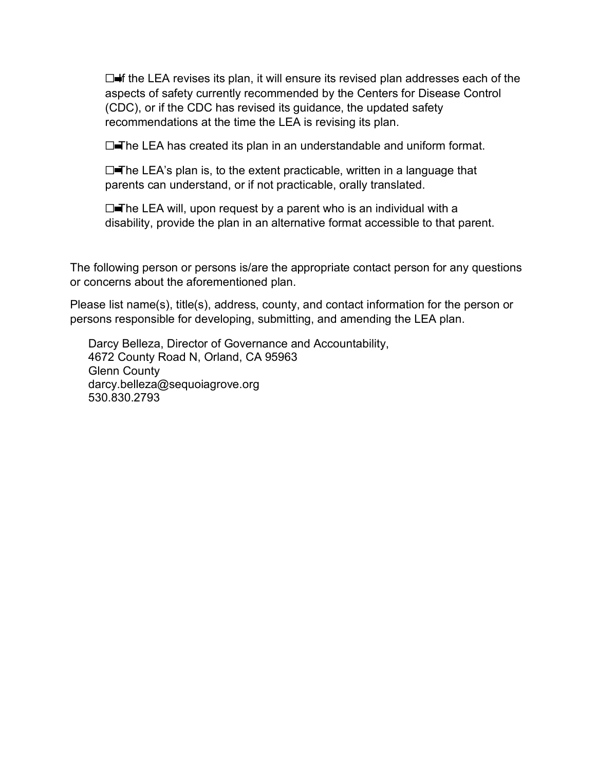- ☐ If the LEA revises its plan, it will ensure its revised plan addresses each of the aspects of safety currently recommended by the Centers for Disease Control (CDC), or if the CDC has revised its guidance, the updated safety recommendations at the time the LEA is revising its plan.
- ☐ The LEA has created its plan in an understandable and uniform format.
- ☐ The LEA's plan is, to the extent practicable, written in a language that parents can understand, or if not practicable, orally translated.
- ☐ The LEA will, upon request by a parent who is an individual with a disability, provide the plan in an alternative format accessible to that parent.

The following person or persons is/are the appropriate contact person for any questions or concerns about the aforementioned plan.

Please list name(s), title(s), address, county, and contact information for the person or persons responsible for developing, submitting, and amending the LEA plan.

Darcy Belleza, Director of Governance and Accountability,
4672 County Road N, Orland, CA 95963
Glenn County
darcy.belleza@sequoiagrove.org
530.830.2793